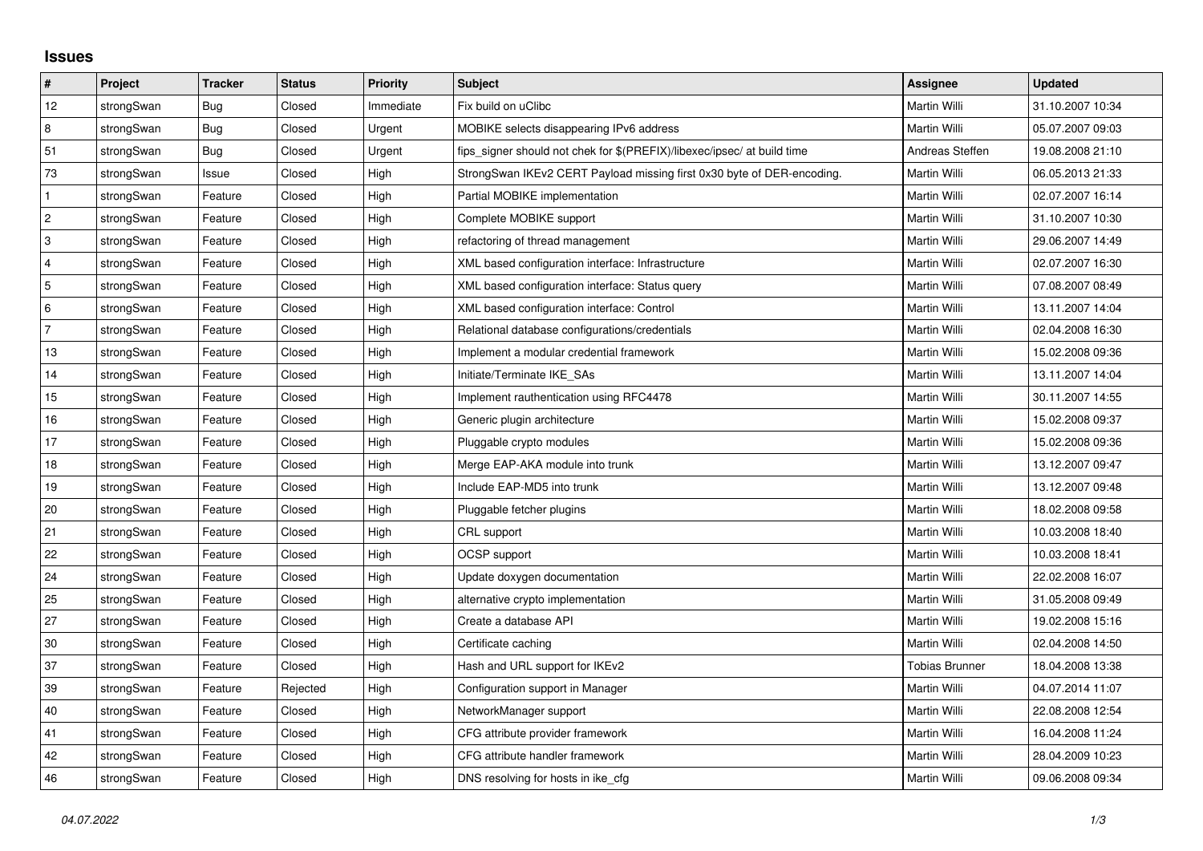## Issues

| # | Project | Tracker | Status | Priority | Subject | Assignee | Updated |
|---|---|---|---|---|---|---|---|
| 12 | strongSwan | Bug | Closed | Immediate | Fix build on uClibc | Martin Willi | 31.10.2007 10:34 |
| 8 | strongSwan | Bug | Closed | Urgent | MOBIKE selects disappearing IPv6 address | Martin Willi | 05.07.2007 09:03 |
| 51 | strongSwan | Bug | Closed | Urgent | fips_signer should not chek for $(PREFIX)/libexec/ipsec/ at build time | Andreas Steffen | 19.08.2008 21:10 |
| 73 | strongSwan | Issue | Closed | High | StrongSwan IKEv2 CERT Payload missing first 0x30 byte of DER-encoding. | Martin Willi | 06.05.2013 21:33 |
| 1 | strongSwan | Feature | Closed | High | Partial MOBIKE implementation | Martin Willi | 02.07.2007 16:14 |
| 2 | strongSwan | Feature | Closed | High | Complete MOBIKE support | Martin Willi | 31.10.2007 10:30 |
| 3 | strongSwan | Feature | Closed | High | refactoring of thread management | Martin Willi | 29.06.2007 14:49 |
| 4 | strongSwan | Feature | Closed | High | XML based configuration interface: Infrastructure | Martin Willi | 02.07.2007 16:30 |
| 5 | strongSwan | Feature | Closed | High | XML based configuration interface: Status query | Martin Willi | 07.08.2007 08:49 |
| 6 | strongSwan | Feature | Closed | High | XML based configuration interface: Control | Martin Willi | 13.11.2007 14:04 |
| 7 | strongSwan | Feature | Closed | High | Relational database configurations/credentials | Martin Willi | 02.04.2008 16:30 |
| 13 | strongSwan | Feature | Closed | High | Implement a modular credential framework | Martin Willi | 15.02.2008 09:36 |
| 14 | strongSwan | Feature | Closed | High | Initiate/Terminate IKE_SAs | Martin Willi | 13.11.2007 14:04 |
| 15 | strongSwan | Feature | Closed | High | Implement rauthentication using RFC4478 | Martin Willi | 30.11.2007 14:55 |
| 16 | strongSwan | Feature | Closed | High | Generic plugin architecture | Martin Willi | 15.02.2008 09:37 |
| 17 | strongSwan | Feature | Closed | High | Pluggable crypto modules | Martin Willi | 15.02.2008 09:36 |
| 18 | strongSwan | Feature | Closed | High | Merge EAP-AKA module into trunk | Martin Willi | 13.12.2007 09:47 |
| 19 | strongSwan | Feature | Closed | High | Include EAP-MD5 into trunk | Martin Willi | 13.12.2007 09:48 |
| 20 | strongSwan | Feature | Closed | High | Pluggable fetcher plugins | Martin Willi | 18.02.2008 09:58 |
| 21 | strongSwan | Feature | Closed | High | CRL support | Martin Willi | 10.03.2008 18:40 |
| 22 | strongSwan | Feature | Closed | High | OCSP support | Martin Willi | 10.03.2008 18:41 |
| 24 | strongSwan | Feature | Closed | High | Update doxygen documentation | Martin Willi | 22.02.2008 16:07 |
| 25 | strongSwan | Feature | Closed | High | alternative crypto implementation | Martin Willi | 31.05.2008 09:49 |
| 27 | strongSwan | Feature | Closed | High | Create a database API | Martin Willi | 19.02.2008 15:16 |
| 30 | strongSwan | Feature | Closed | High | Certificate caching | Martin Willi | 02.04.2008 14:50 |
| 37 | strongSwan | Feature | Closed | High | Hash and URL support for IKEv2 | Tobias Brunner | 18.04.2008 13:38 |
| 39 | strongSwan | Feature | Rejected | High | Configuration support in Manager | Martin Willi | 04.07.2014 11:07 |
| 40 | strongSwan | Feature | Closed | High | NetworkManager support | Martin Willi | 22.08.2008 12:54 |
| 41 | strongSwan | Feature | Closed | High | CFG attribute provider framework | Martin Willi | 16.04.2008 11:24 |
| 42 | strongSwan | Feature | Closed | High | CFG attribute handler framework | Martin Willi | 28.04.2009 10:23 |
| 46 | strongSwan | Feature | Closed | High | DNS resolving for hosts in ike_cfg | Martin Willi | 09.06.2008 09:34 |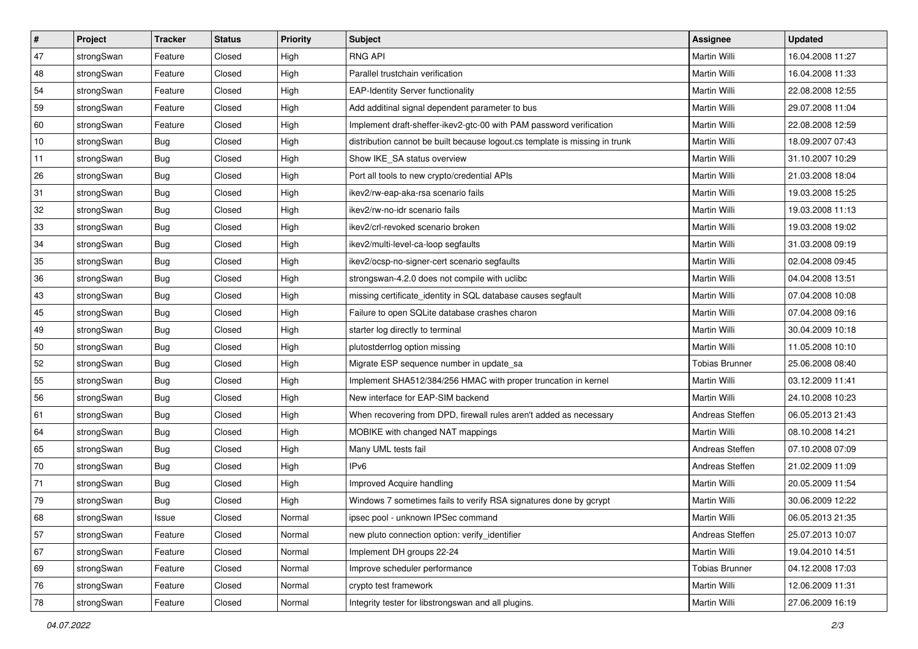| # | Project | Tracker | Status | Priority | Subject | Assignee | Updated |
|---|---|---|---|---|---|---|---|
| 47 | strongSwan | Feature | Closed | High | RNG API | Martin Willi | 16.04.2008 11:27 |
| 48 | strongSwan | Feature | Closed | High | Parallel trustchain verification | Martin Willi | 16.04.2008 11:33 |
| 54 | strongSwan | Feature | Closed | High | EAP-Identity Server functionality | Martin Willi | 22.08.2008 12:55 |
| 59 | strongSwan | Feature | Closed | High | Add additinal signal dependent parameter to bus | Martin Willi | 29.07.2008 11:04 |
| 60 | strongSwan | Feature | Closed | High | Implement draft-sheffer-ikev2-gtc-00 with PAM password verification | Martin Willi | 22.08.2008 12:59 |
| 10 | strongSwan | Bug | Closed | High | distribution cannot be built because logout.cs template is missing in trunk | Martin Willi | 18.09.2007 07:43 |
| 11 | strongSwan | Bug | Closed | High | Show IKE_SA status overview | Martin Willi | 31.10.2007 10:29 |
| 26 | strongSwan | Bug | Closed | High | Port all tools to new crypto/credential APIs | Martin Willi | 21.03.2008 18:04 |
| 31 | strongSwan | Bug | Closed | High | ikev2/rw-eap-aka-rsa scenario fails | Martin Willi | 19.03.2008 15:25 |
| 32 | strongSwan | Bug | Closed | High | ikev2/rw-no-idr scenario fails | Martin Willi | 19.03.2008 11:13 |
| 33 | strongSwan | Bug | Closed | High | ikev2/crl-revoked scenario broken | Martin Willi | 19.03.2008 19:02 |
| 34 | strongSwan | Bug | Closed | High | ikev2/multi-level-ca-loop segfaults | Martin Willi | 31.03.2008 09:19 |
| 35 | strongSwan | Bug | Closed | High | ikev2/ocsp-no-signer-cert scenario segfaults | Martin Willi | 02.04.2008 09:45 |
| 36 | strongSwan | Bug | Closed | High | strongswan-4.2.0 does not compile with uclibc | Martin Willi | 04.04.2008 13:51 |
| 43 | strongSwan | Bug | Closed | High | missing certificate_identity in SQL database causes segfault | Martin Willi | 07.04.2008 10:08 |
| 45 | strongSwan | Bug | Closed | High | Failure to open SQLite database crashes charon | Martin Willi | 07.04.2008 09:16 |
| 49 | strongSwan | Bug | Closed | High | starter log directly to terminal | Martin Willi | 30.04.2009 10:18 |
| 50 | strongSwan | Bug | Closed | High | plutostderrlog option missing | Martin Willi | 11.05.2008 10:10 |
| 52 | strongSwan | Bug | Closed | High | Migrate ESP sequence number in update_sa | Tobias Brunner | 25.06.2008 08:40 |
| 55 | strongSwan | Bug | Closed | High | Implement SHA512/384/256 HMAC with proper truncation in kernel | Martin Willi | 03.12.2009 11:41 |
| 56 | strongSwan | Bug | Closed | High | New interface for EAP-SIM backend | Martin Willi | 24.10.2008 10:23 |
| 61 | strongSwan | Bug | Closed | High | When recovering from DPD, firewall rules aren't added as necessary | Andreas Steffen | 06.05.2013 21:43 |
| 64 | strongSwan | Bug | Closed | High | MOBIKE with changed NAT mappings | Martin Willi | 08.10.2008 14:21 |
| 65 | strongSwan | Bug | Closed | High | Many UML tests fail | Andreas Steffen | 07.10.2008 07:09 |
| 70 | strongSwan | Bug | Closed | High | IPv6 | Andreas Steffen | 21.02.2009 11:09 |
| 71 | strongSwan | Bug | Closed | High | Improved Acquire handling | Martin Willi | 20.05.2009 11:54 |
| 79 | strongSwan | Bug | Closed | High | Windows 7 sometimes fails to verify RSA signatures done by gcrypt | Martin Willi | 30.06.2009 12:22 |
| 68 | strongSwan | Issue | Closed | Normal | ipsec pool - unknown IPSec command | Martin Willi | 06.05.2013 21:35 |
| 57 | strongSwan | Feature | Closed | Normal | new pluto connection option: verify_identifier | Andreas Steffen | 25.07.2013 10:07 |
| 67 | strongSwan | Feature | Closed | Normal | Implement DH groups 22-24 | Martin Willi | 19.04.2010 14:51 |
| 69 | strongSwan | Feature | Closed | Normal | Improve scheduler performance | Tobias Brunner | 04.12.2008 17:03 |
| 76 | strongSwan | Feature | Closed | Normal | crypto test framework | Martin Willi | 12.06.2009 11:31 |
| 78 | strongSwan | Feature | Closed | Normal | Integrity tester for libstrongswan and all plugins. | Martin Willi | 27.06.2009 16:19 |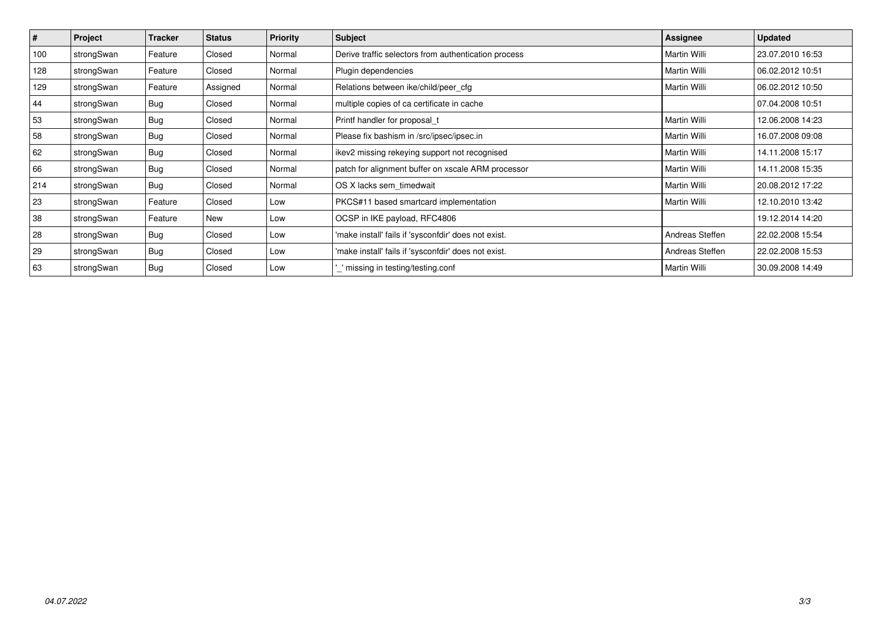| # | Project | Tracker | Status | Priority | Subject | Assignee | Updated |
|---|---|---|---|---|---|---|---|
| 100 | strongSwan | Feature | Closed | Normal | Derive traffic selectors from authentication process | Martin Willi | 23.07.2010 16:53 |
| 128 | strongSwan | Feature | Closed | Normal | Plugin dependencies | Martin Willi | 06.02.2012 10:51 |
| 129 | strongSwan | Feature | Assigned | Normal | Relations between ike/child/peer_cfg | Martin Willi | 06.02.2012 10:50 |
| 44 | strongSwan | Bug | Closed | Normal | multiple copies of ca certificate in cache | | 07.04.2008 10:51 |
| 53 | strongSwan | Bug | Closed | Normal | Printf handler for proposal_t | Martin Willi | 12.06.2008 14:23 |
| 58 | strongSwan | Bug | Closed | Normal | Please fix bashism in /src/ipsec/ipsec.in | Martin Willi | 16.07.2008 09:08 |
| 62 | strongSwan | Bug | Closed | Normal | ikev2 missing rekeying support not recognised | Martin Willi | 14.11.2008 15:17 |
| 66 | strongSwan | Bug | Closed | Normal | patch for alignment buffer on xscale ARM processor | Martin Willi | 14.11.2008 15:35 |
| 214 | strongSwan | Bug | Closed | Normal | OS X lacks sem_timedwait | Martin Willi | 20.08.2012 17:22 |
| 23 | strongSwan | Feature | Closed | Low | PKCS#11 based smartcard implementation | Martin Willi | 12.10.2010 13:42 |
| 38 | strongSwan | Feature | New | Low | OCSP in IKE payload, RFC4806 | | 19.12.2014 14:20 |
| 28 | strongSwan | Bug | Closed | Low | 'make install' fails if 'sysconfdir' does not exist. | Andreas Steffen | 22.02.2008 15:54 |
| 29 | strongSwan | Bug | Closed | Low | 'make install' fails if 'sysconfdir' does not exist. | Andreas Steffen | 22.02.2008 15:53 |
| 63 | strongSwan | Bug | Closed | Low | '_' missing in testing/testing.conf | Martin Willi | 30.09.2008 14:49 |

*04.07.2022*